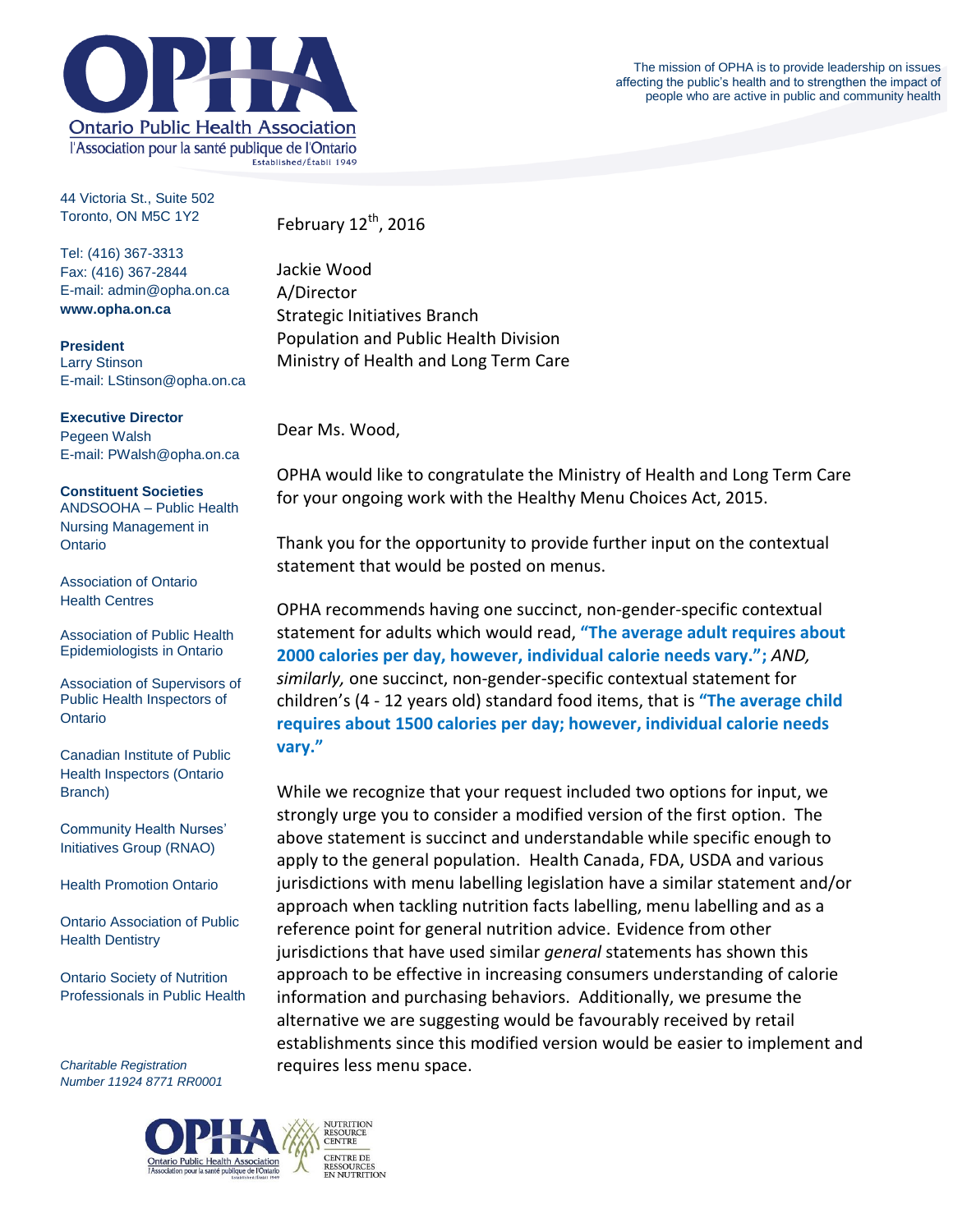# OPHA

Ontario Public Health Association

l'Association pour la santé publique de l'Ontario

Established/Établi 1949

The mission of OPHA is to provide leadership on issues affecting the public's health and to strengthen the impact of people who are active in public and community health

44 Victoria St., Suite 502
Toronto, ON M5C 1Y2

Tel: (416) 367-3313
Fax: (416) 367-2844
E-mail: admin@opha.on.ca
**www.opha.on.ca**

**President**
Larry Stinson
E-mail: LStinson@opha.on.ca

**Executive Director**
Pegeen Walsh
E-mail: PWalsh@opha.on.ca

**Constituent Societies**

ANDSOOHA – Public Health Nursing Management in Ontario

Association of Ontario Health Centres

Association of Public Health Epidemiologists in Ontario

Association of Supervisors of Public Health Inspectors of Ontario

Canadian Institute of Public Health Inspectors (Ontario Branch)

Community Health Nurses' Initiatives Group (RNAO)

Health Promotion Ontario

Ontario Association of Public Health Dentistry

Ontario Society of Nutrition Professionals in Public Health

*Charitable Registration Number 11924 8771 RR0001*

February 12th, 2016

Jackie Wood
A/Director
Strategic Initiatives Branch
Population and Public Health Division
Ministry of Health and Long Term Care

Dear Ms. Wood,

OPHA would like to congratulate the Ministry of Health and Long Term Care for your ongoing work with the Healthy Menu Choices Act, 2015.

Thank you for the opportunity to provide further input on the contextual statement that would be posted on menus.

OPHA recommends having one succinct, non-gender-specific contextual statement for adults which would read, **"The average adult requires about 2000 calories per day, however, individual calorie needs vary.";** *AND, similarly,* one succinct, non-gender-specific contextual statement for children's (4 - 12 years old) standard food items, that is **"The average child requires about 1500 calories per day; however, individual calorie needs vary."**

While we recognize that your request included two options for input, we strongly urge you to consider a modified version of the first option. The above statement is succinct and understandable while specific enough to apply to the general population. Health Canada, FDA, USDA and various jurisdictions with menu labelling legislation have a similar statement and/or approach when tackling nutrition facts labelling, menu labelling and as a reference point for general nutrition advice. Evidence from other jurisdictions that have used similar *general* statements has shown this approach to be effective in increasing consumers understanding of calorie information and purchasing behaviors. Additionally, we presume the alternative we are suggesting would be favourably received by retail establishments since this modified version would be easier to implement and requires less menu space.

OPHA Ontario Public Health Association l'Association pour la santé publique de l'Ontario — NUTRITION RESOURCE CENTRE / CENTRE DE RESSOURCES EN NUTRITION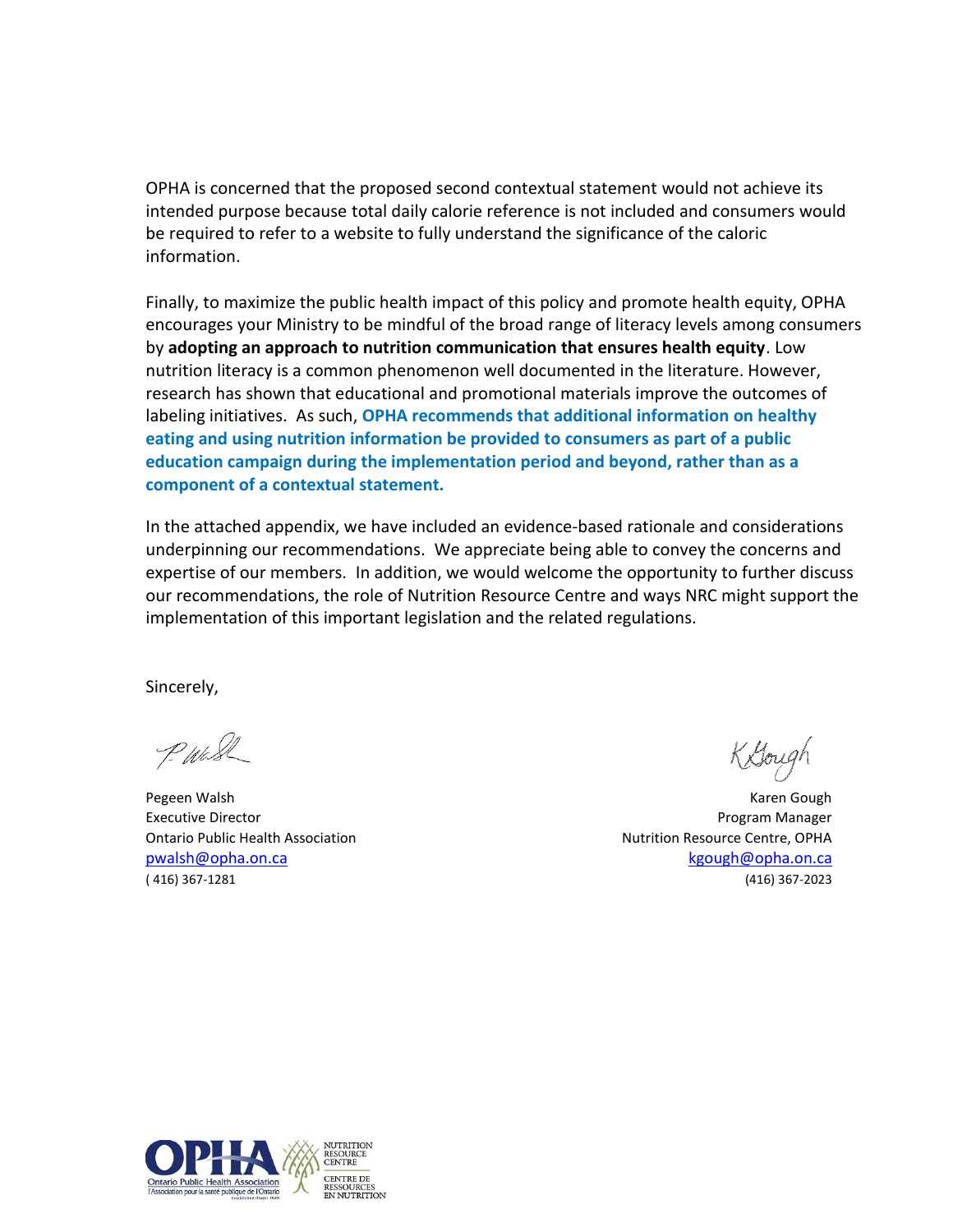OPHA is concerned that the proposed second contextual statement would not achieve its intended purpose because total daily calorie reference is not included and consumers would be required to refer to a website to fully understand the significance of the caloric information.

Finally, to maximize the public health impact of this policy and promote health equity, OPHA encourages your Ministry to be mindful of the broad range of literacy levels among consumers by **adopting an approach to nutrition communication that ensures health equity**. Low nutrition literacy is a common phenomenon well documented in the literature. However, research has shown that educational and promotional materials improve the outcomes of labeling initiatives. As such, **OPHA recommends that additional information on healthy eating and using nutrition information be provided to consumers as part of a public education campaign during the implementation period and beyond, rather than as a component of a contextual statement.**

In the attached appendix, we have included an evidence-based rationale and considerations underpinning our recommendations. We appreciate being able to convey the concerns and expertise of our members. In addition, we would welcome the opportunity to further discuss our recommendations, the role of Nutrition Resource Centre and ways NRC might support the implementation of this important legislation and the related regulations.

Sincerely,

Pegeen Walsh
Executive Director
Ontario Public Health Association
pwalsh@opha.on.ca
( 416) 367-1281

Karen Gough
Program Manager
Nutrition Resource Centre, OPHA
kgough@opha.on.ca
(416) 367-2023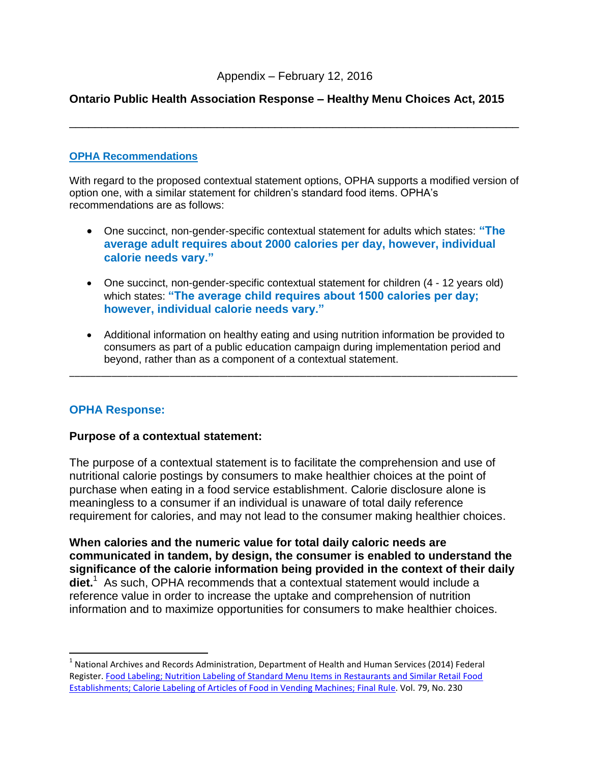Appendix – February 12, 2016

**Ontario Public Health Association Response – Healthy Menu Choices Act, 2015**

---

## OPHA Recommendations

With regard to the proposed contextual statement options, OPHA supports a modified version of option one, with a similar statement for children's standard food items. OPHA's recommendations are as follows:

- One succinct, non-gender-specific contextual statement for adults which states: **"The average adult requires about 2000 calories per day, however, individual calorie needs vary."**
- One succinct, non-gender-specific contextual statement for children (4 - 12 years old) which states: **"The average child requires about 1500 calories per day; however, individual calorie needs vary."**
- Additional information on healthy eating and using nutrition information be provided to consumers as part of a public education campaign during implementation period and beyond, rather than as a component of a contextual statement.

---

## OPHA Response:

### Purpose of a contextual statement:

The purpose of a contextual statement is to facilitate the comprehension and use of nutritional calorie postings by consumers to make healthier choices at the point of purchase when eating in a food service establishment. Calorie disclosure alone is meaningless to a consumer if an individual is unaware of total daily reference requirement for calories, and may not lead to the consumer making healthier choices.

**When calories and the numeric value for total daily caloric needs are communicated in tandem, by design, the consumer is enabled to understand the significance of the calorie information being provided in the context of their daily diet.**[1] As such, OPHA recommends that a contextual statement would include a reference value in order to increase the uptake and comprehension of nutrition information and to maximize opportunities for consumers to make healthier choices.

---

[1] National Archives and Records Administration, Department of Health and Human Services (2014) Federal Register. Food Labeling; Nutrition Labeling of Standard Menu Items in Restaurants and Similar Retail Food Establishments; Calorie Labeling of Articles of Food in Vending Machines; Final Rule. Vol. 79, No. 230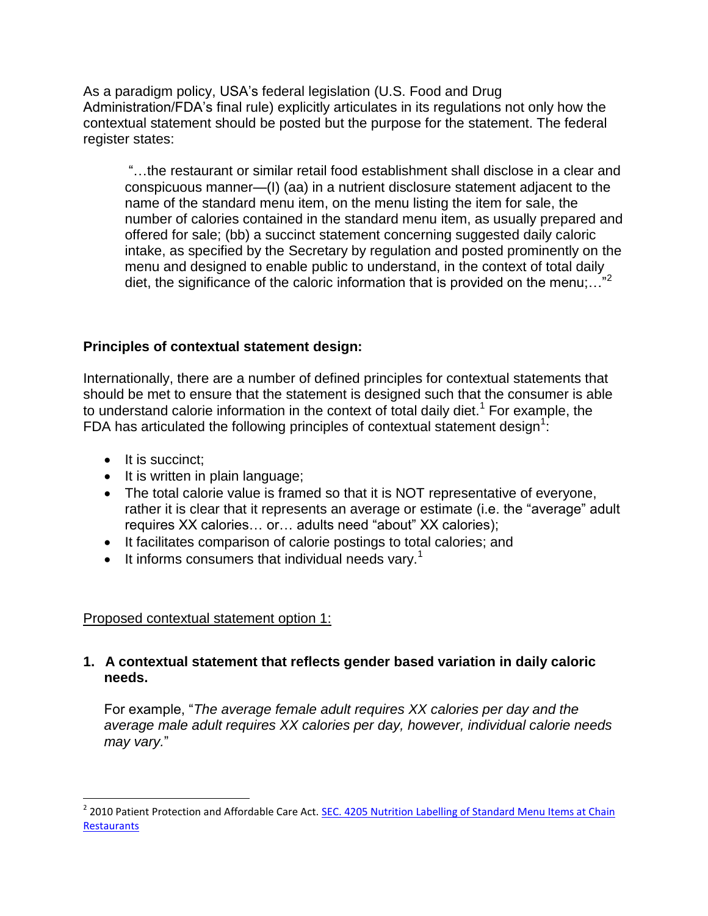As a paradigm policy, USA's federal legislation (U.S. Food and Drug Administration/FDA's final rule) explicitly articulates in its regulations not only how the contextual statement should be posted but the purpose for the statement. The federal register states:

> "…the restaurant or similar retail food establishment shall disclose in a clear and conspicuous manner—(I) (aa) in a nutrient disclosure statement adjacent to the name of the standard menu item, on the menu listing the item for sale, the number of calories contained in the standard menu item, as usually prepared and offered for sale; (bb) a succinct statement concerning suggested daily caloric intake, as specified by the Secretary by regulation and posted prominently on the menu and designed to enable public to understand, in the context of total daily diet, the significance of the caloric information that is provided on the menu;…"[2]

**Principles of contextual statement design:**

Internationally, there are a number of defined principles for contextual statements that should be met to ensure that the statement is designed such that the consumer is able to understand calorie information in the context of total daily diet.[1] For example, the FDA has articulated the following principles of contextual statement design[1]:

- It is succinct;
- It is written in plain language;
- The total calorie value is framed so that it is NOT representative of everyone, rather it is clear that it represents an average or estimate (i.e. the "average" adult requires XX calories… or… adults need "about" XX calories);
- It facilitates comparison of calorie postings to total calories; and
- It informs consumers that individual needs vary.[1]

<u>Proposed contextual statement option 1:</u>

1. **A contextual statement that reflects gender based variation in daily caloric needs.**

   For example, "*The average female adult requires XX calories per day and the average male adult requires XX calories per day, however, individual calorie needs may vary.*"

---

[2] 2010 Patient Protection and Affordable Care Act. SEC. 4205 Nutrition Labelling of Standard Menu Items at Chain Restaurants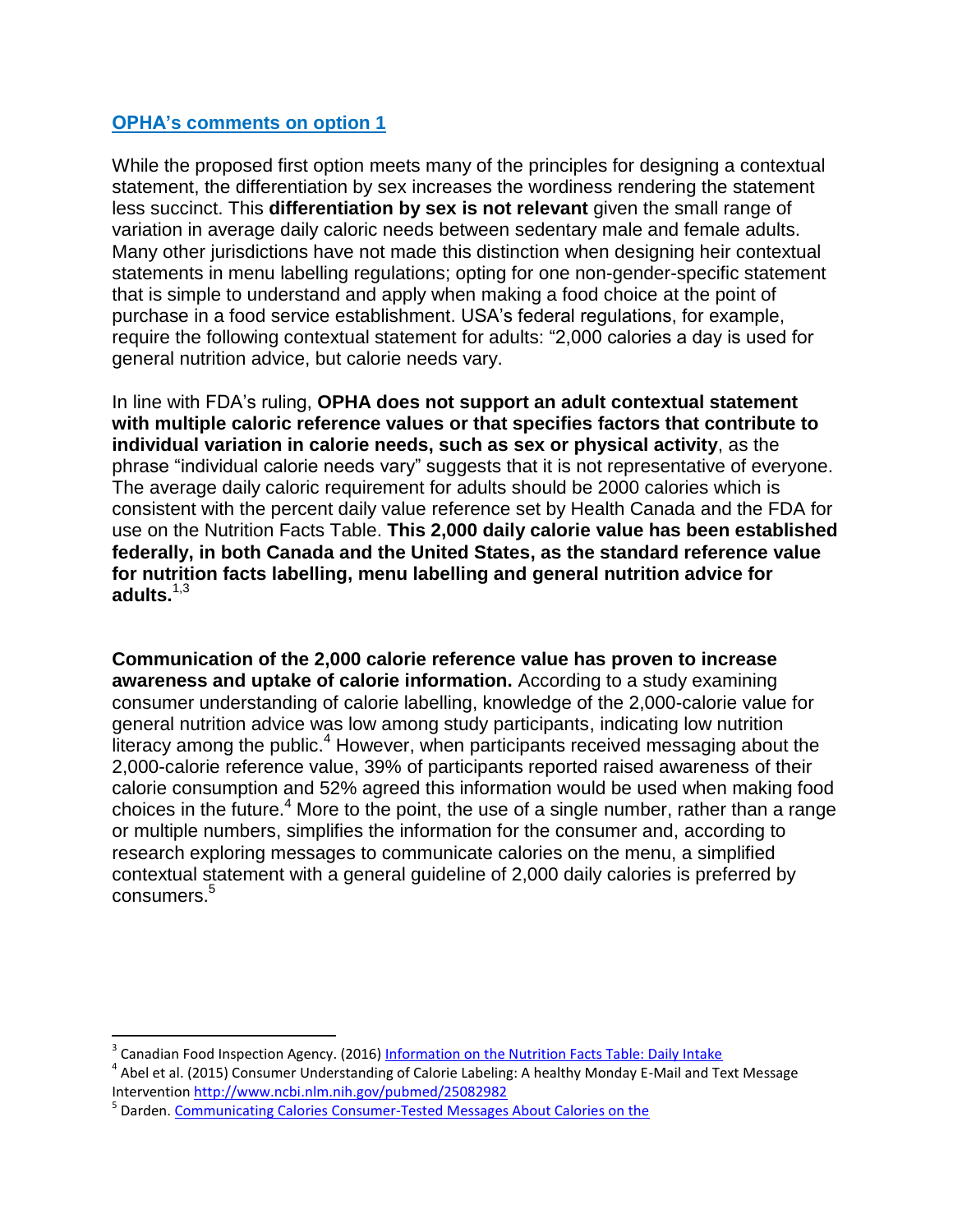## OPHA's comments on option 1

While the proposed first option meets many of the principles for designing a contextual statement, the differentiation by sex increases the wordiness rendering the statement less succinct. This **differentiation by sex is not relevant** given the small range of variation in average daily caloric needs between sedentary male and female adults. Many other jurisdictions have not made this distinction when designing heir contextual statements in menu labelling regulations; opting for one non-gender-specific statement that is simple to understand and apply when making a food choice at the point of purchase in a food service establishment. USA's federal regulations, for example, require the following contextual statement for adults: "2,000 calories a day is used for general nutrition advice, but calorie needs vary.

In line with FDA's ruling, **OPHA does not support an adult contextual statement with multiple caloric reference values or that specifies factors that contribute to individual variation in calorie needs, such as sex or physical activity**, as the phrase "individual calorie needs vary" suggests that it is not representative of everyone. The average daily caloric requirement for adults should be 2000 calories which is consistent with the percent daily value reference set by Health Canada and the FDA for use on the Nutrition Facts Table. **This 2,000 daily calorie value has been established federally, in both Canada and the United States, as the standard reference value for nutrition facts labelling, menu labelling and general nutrition advice for adults.**[1,3]

**Communication of the 2,000 calorie reference value has proven to increase awareness and uptake of calorie information.** According to a study examining consumer understanding of calorie labelling, knowledge of the 2,000-calorie value for general nutrition advice was low among study participants, indicating low nutrition literacy among the public.[4] However, when participants received messaging about the 2,000-calorie reference value, 39% of participants reported raised awareness of their calorie consumption and 52% agreed this information would be used when making food choices in the future.[4] More to the point, the use of a single number, rather than a range or multiple numbers, simplifies the information for the consumer and, according to research exploring messages to communicate calories on the menu, a simplified contextual statement with a general guideline of 2,000 daily calories is preferred by consumers.[5]

---

[3] Canadian Food Inspection Agency. (2016) Information on the Nutrition Facts Table: Daily Intake

[4] Abel et al. (2015) Consumer Understanding of Calorie Labeling: A healthy Monday E-Mail and Text Message Intervention http://www.ncbi.nlm.nih.gov/pubmed/25082982

[5] Darden. Communicating Calories Consumer-Tested Messages About Calories on the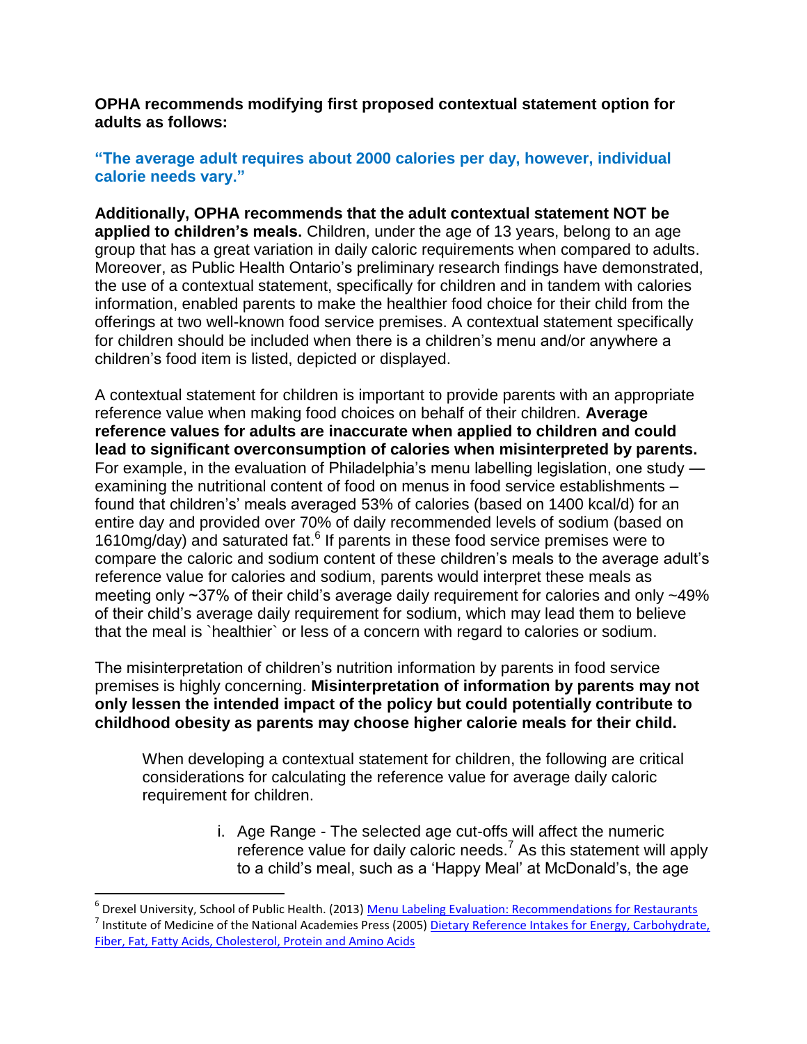**OPHA recommends modifying first proposed contextual statement option for adults as follows:**

**"The average adult requires about 2000 calories per day, however, individual calorie needs vary."**

**Additionally, OPHA recommends that the adult contextual statement NOT be applied to children's meals.** Children, under the age of 13 years, belong to an age group that has a great variation in daily caloric requirements when compared to adults. Moreover, as Public Health Ontario's preliminary research findings have demonstrated, the use of a contextual statement, specifically for children and in tandem with calories information, enabled parents to make the healthier food choice for their child from the offerings at two well-known food service premises. A contextual statement specifically for children should be included when there is a children's menu and/or anywhere a children's food item is listed, depicted or displayed.

A contextual statement for children is important to provide parents with an appropriate reference value when making food choices on behalf of their children. **Average reference values for adults are inaccurate when applied to children and could lead to significant overconsumption of calories when misinterpreted by parents.** For example, in the evaluation of Philadelphia's menu labelling legislation, one study — examining the nutritional content of food on menus in food service establishments – found that children's' meals averaged 53% of calories (based on 1400 kcal/d) for an entire day and provided over 70% of daily recommended levels of sodium (based on 1610mg/day) and saturated fat.[6] If parents in these food service premises were to compare the caloric and sodium content of these children's meals to the average adult's reference value for calories and sodium, parents would interpret these meals as meeting only ~37% of their child's average daily requirement for calories and only ~49% of their child's average daily requirement for sodium, which may lead them to believe that the meal is `healthier` or less of a concern with regard to calories or sodium.

The misinterpretation of children's nutrition information by parents in food service premises is highly concerning. **Misinterpretation of information by parents may not only lessen the intended impact of the policy but could potentially contribute to childhood obesity as parents may choose higher calorie meals for their child.**

> When developing a contextual statement for children, the following are critical considerations for calculating the reference value for average daily caloric requirement for children.
>
> i. Age Range - The selected age cut-offs will affect the numeric reference value for daily caloric needs.[7] As this statement will apply to a child's meal, such as a 'Happy Meal' at McDonald's, the age

---

[6] Drexel University, School of Public Health. (2013) Menu Labeling Evaluation: Recommendations for Restaurants

[7] Institute of Medicine of the National Academies Press (2005) Dietary Reference Intakes for Energy, Carbohydrate, Fiber, Fat, Fatty Acids, Cholesterol, Protein and Amino Acids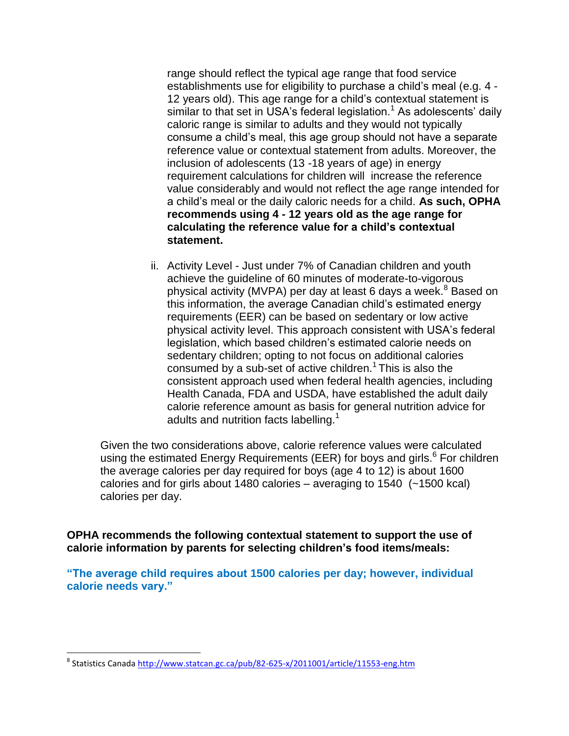range should reflect the typical age range that food service establishments use for eligibility to purchase a child's meal (e.g. 4 - 12 years old). This age range for a child's contextual statement is similar to that set in USA's federal legislation.[1] As adolescents' daily caloric range is similar to adults and they would not typically consume a child's meal, this age group should not have a separate reference value or contextual statement from adults. Moreover, the inclusion of adolescents (13 -18 years of age) in energy requirement calculations for children will increase the reference value considerably and would not reflect the age range intended for a child's meal or the daily caloric needs for a child. **As such, OPHA recommends using 4 - 12 years old as the age range for calculating the reference value for a child's contextual statement.**

ii. Activity Level - Just under 7% of Canadian children and youth achieve the guideline of 60 minutes of moderate-to-vigorous physical activity (MVPA) per day at least 6 days a week.[8] Based on this information, the average Canadian child's estimated energy requirements (EER) can be based on sedentary or low active physical activity level. This approach consistent with USA's federal legislation, which based children's estimated calorie needs on sedentary children; opting to not focus on additional calories consumed by a sub-set of active children.[1] This is also the consistent approach used when federal health agencies, including Health Canada, FDA and USDA, have established the adult daily calorie reference amount as basis for general nutrition advice for adults and nutrition facts labelling.[1]

Given the two considerations above, calorie reference values were calculated using the estimated Energy Requirements (EER) for boys and girls.[6] For children the average calories per day required for boys (age 4 to 12) is about 1600 calories and for girls about 1480 calories – averaging to 1540 (~1500 kcal) calories per day.

**OPHA recommends the following contextual statement to support the use of calorie information by parents for selecting children's food items/meals:**

**"The average child requires about 1500 calories per day; however, individual calorie needs vary."**

---

[8] Statistics Canada http://www.statcan.gc.ca/pub/82-625-x/2011001/article/11553-eng.htm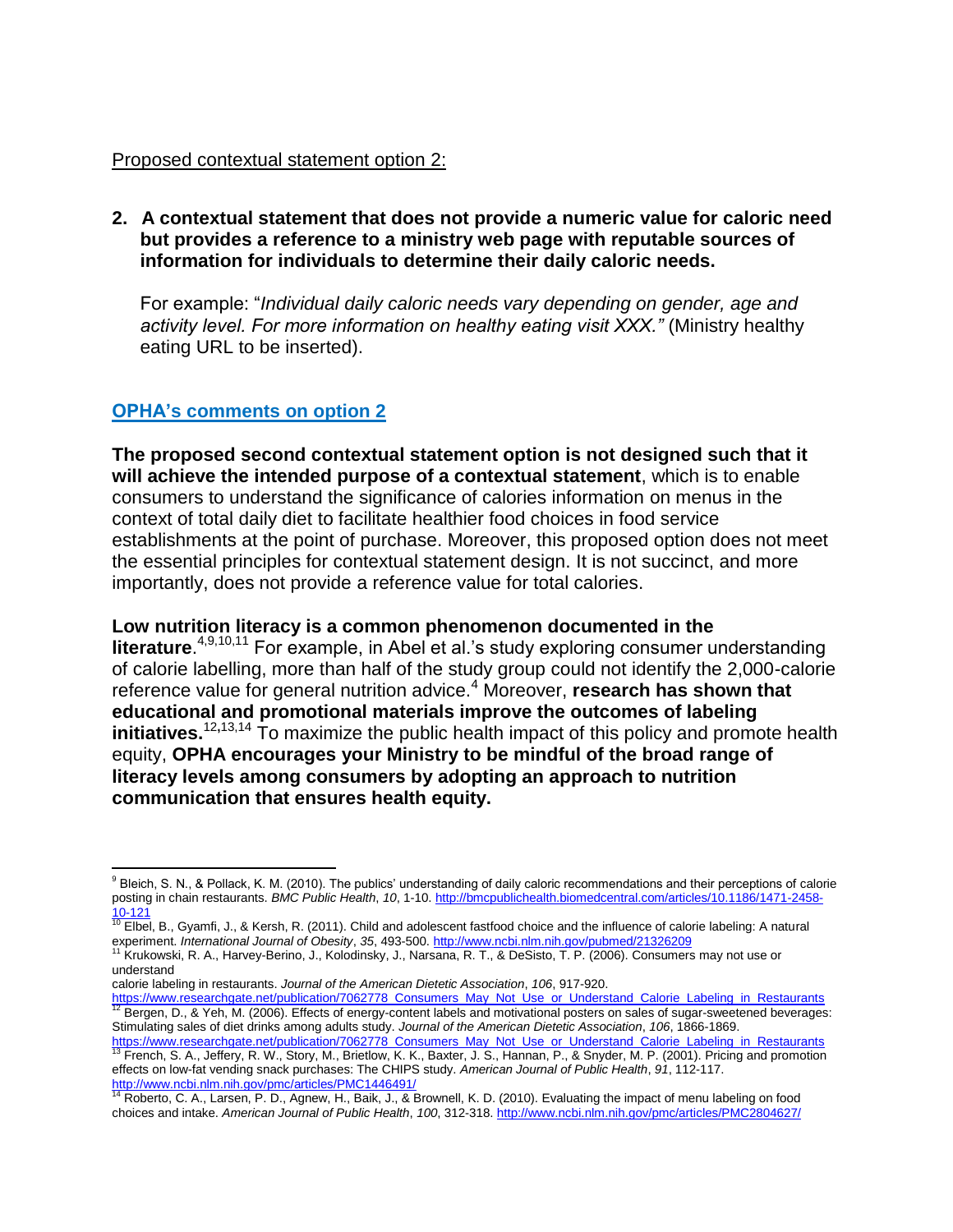Proposed contextual statement option 2:

**2. A contextual statement that does not provide a numeric value for caloric need but provides a reference to a ministry web page with reputable sources of information for individuals to determine their daily caloric needs.**

For example: "*Individual daily caloric needs vary depending on gender, age and activity level. For more information on healthy eating visit XXX."* (Ministry healthy eating URL to be inserted).

**OPHA's comments on option 2**

**The proposed second contextual statement option is not designed such that it will achieve the intended purpose of a contextual statement**, which is to enable consumers to understand the significance of calories information on menus in the context of total daily diet to facilitate healthier food choices in food service establishments at the point of purchase. Moreover, this proposed option does not meet the essential principles for contextual statement design. It is not succinct, and more importantly, does not provide a reference value for total calories.

**Low nutrition literacy is a common phenomenon documented in the literature**.[4,9,10,11] For example, in Abel et al.'s study exploring consumer understanding of calorie labelling, more than half of the study group could not identify the 2,000-calorie reference value for general nutrition advice.[4] Moreover, **research has shown that educational and promotional materials improve the outcomes of labeling initiatives.**[12,13,14] To maximize the public health impact of this policy and promote health equity, **OPHA encourages your Ministry to be mindful of the broad range of literacy levels among consumers by adopting an approach to nutrition communication that ensures health equity.**

---

[9] Bleich, S. N., & Pollack, K. M. (2010). The publics' understanding of daily caloric recommendations and their perceptions of calorie posting in chain restaurants. *BMC Public Health*, *10*, 1-10. http://bmcpublichealth.biomedcentral.com/articles/10.1186/1471-2458-10-121

[10] Elbel, B., Gyamfi, J., & Kersh, R. (2011). Child and adolescent fastfood choice and the influence of calorie labeling: A natural experiment. *International Journal of Obesity*, *35*, 493-500. http://www.ncbi.nlm.nih.gov/pubmed/21326209

[11] Krukowski, R. A., Harvey-Berino, J., Kolodinsky, J., Narsana, R. T., & DeSisto, T. P. (2006). Consumers may not use or understand calorie labeling in restaurants. *Journal of the American Dietetic Association*, *106*, 917-920. https://www.researchgate.net/publication/7062778_Consumers_May_Not_Use_or_Understand_Calorie_Labeling_in_Restaurants

[12] Bergen, D., & Yeh, M. (2006). Effects of energy-content labels and motivational posters on sales of sugar-sweetened beverages: Stimulating sales of diet drinks among adults study. *Journal of the American Dietetic Association*, *106*, 1866-1869. https://www.researchgate.net/publication/7062778_Consumers_May_Not_Use_or_Understand_Calorie_Labeling_in_Restaurants

[13] French, S. A., Jeffery, R. W., Story, M., Brietlow, K. K., Baxter, J. S., Hannan, P., & Snyder, M. P. (2001). Pricing and promotion effects on low-fat vending snack purchases: The CHIPS study. *American Journal of Public Health*, *91*, 112-117. http://www.ncbi.nlm.nih.gov/pmc/articles/PMC1446491/

[14] Roberto, C. A., Larsen, P. D., Agnew, H., Baik, J., & Brownell, K. D. (2010). Evaluating the impact of menu labeling on food choices and intake. *American Journal of Public Health*, *100*, 312-318. http://www.ncbi.nlm.nih.gov/pmc/articles/PMC2804627/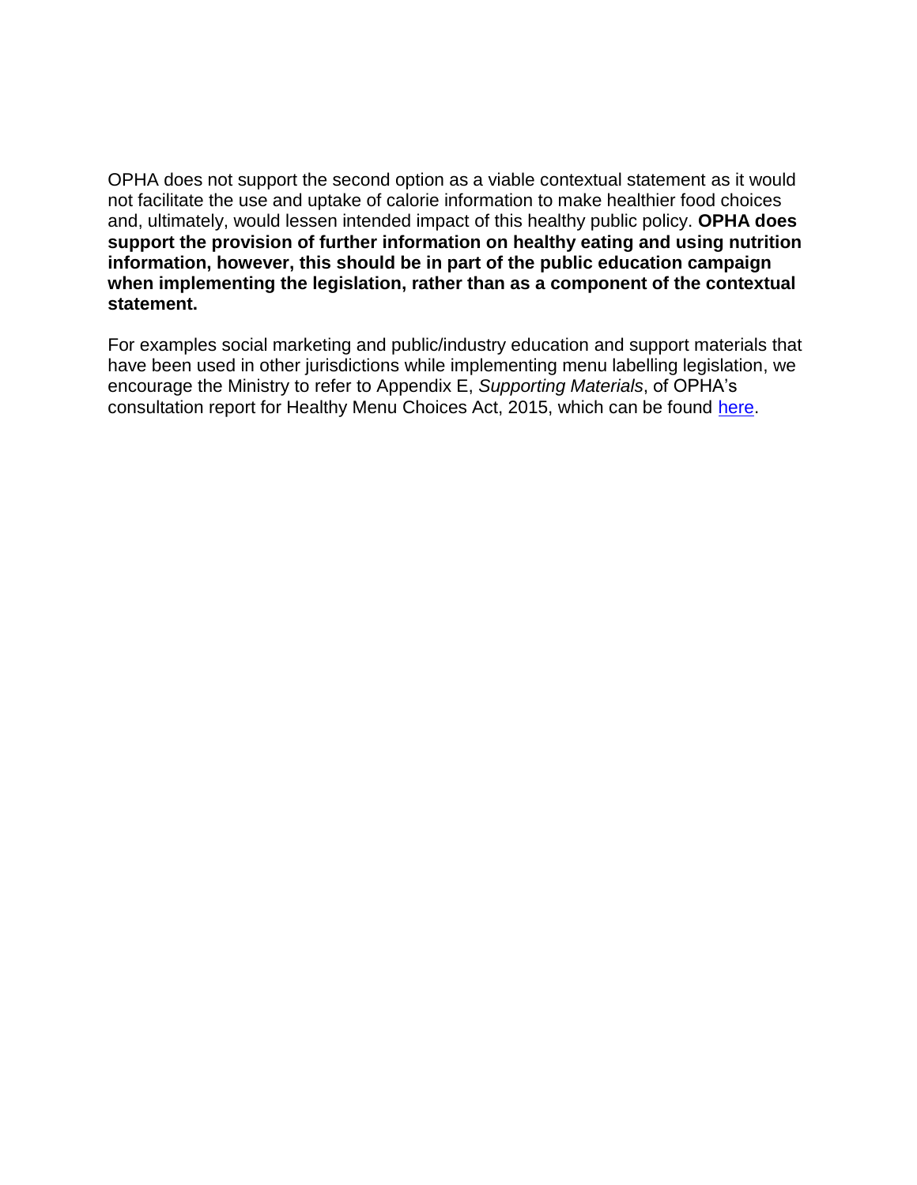OPHA does not support the second option as a viable contextual statement as it would not facilitate the use and uptake of calorie information to make healthier food choices and, ultimately, would lessen intended impact of this healthy public policy. **OPHA does support the provision of further information on healthy eating and using nutrition information, however, this should be in part of the public education campaign when implementing the legislation, rather than as a component of the contextual statement.**

For examples social marketing and public/industry education and support materials that have been used in other jurisdictions while implementing menu labelling legislation, we encourage the Ministry to refer to Appendix E, *Supporting Materials*, of OPHA's consultation report for Healthy Menu Choices Act, 2015, which can be found here.